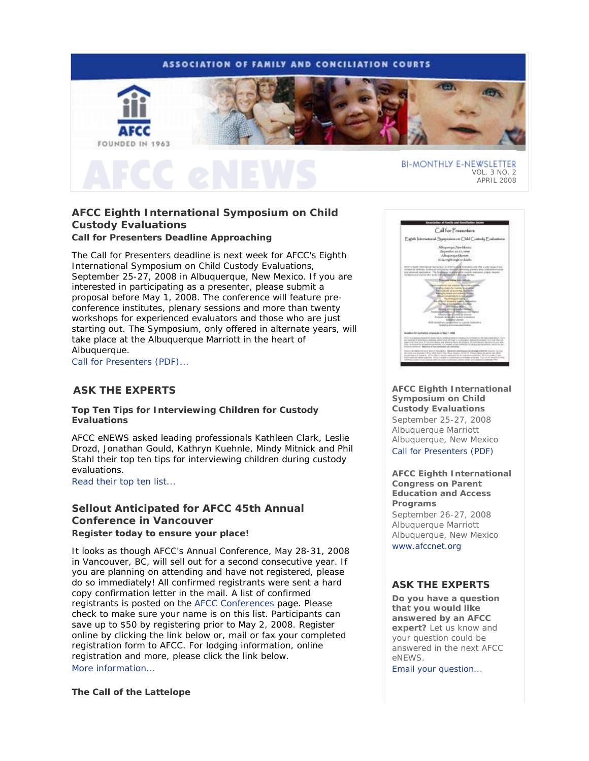ASSOCIATION OF FAMILY AND CONCILIATION COURTS

AFCC

FOUNDED IN 1963

# AFCC eNEWS

BI-MONTHLY E-NEWSLETTER
VOL. 3 NO. 2
APRIL 2008

## AFCC Eighth International Symposium on Child Custody Evaluations

**Call for Presenters Deadline Approaching**

The Call for Presenters deadline is next week for AFCC's Eighth International Symposium on Child Custody Evaluations, September 25-27, 2008 in Albuquerque, New Mexico. If you are interested in participating as a presenter, please submit a proposal before May 1, 2008. The conference will feature pre-conference institutes, plenary sessions and more than twenty workshops for experienced evaluators and those who are just starting out. The Symposium, only offered in alternate years, will take place at the Albuquerque Marriott in the heart of Albuquerque.

Call for Presenters (PDF)...

## ASK THE EXPERTS

**Top Ten Tips for Interviewing Children for Custody Evaluations**

AFCC eNEWS asked leading professionals Kathleen Clark, Leslie Drozd, Jonathan Gould, Kathryn Kuehnle, Mindy Mitnick and Phil Stahl their top ten tips for interviewing children during custody evaluations.

Read their top ten list...

## Sellout Anticipated for AFCC 45th Annual Conference in Vancouver

**Register today to ensure your place!**

It looks as though AFCC's Annual Conference, May 28-31, 2008 in Vancouver, BC, will sell out for a second consecutive year. If you are planning on attending and have not registered, please do so immediately! All confirmed registrants were sent a hard copy confirmation letter in the mail. A list of confirmed registrants is posted on the AFCC Conferences page. Please check to make sure your name is on this list. Participants can save up to $50 by registering prior to May 2, 2008. Register online by clicking the link below or, mail or fax your completed registration form to AFCC. For lodging information, online registration and more, please click the link below.

More information...

**The Call of the Lattelope**

---

**AFCC Eighth International Symposium on Child Custody Evaluations**
September 25-27, 2008
Albuquerque Marriott
Albuquerque, New Mexico
Call for Presenters (PDF)

**AFCC Eighth International Congress on Parent Education and Access Programs**
September 26-27, 2008
Albuquerque Marriott
Albuquerque, New Mexico
www.afccnet.org

## ASK THE EXPERTS

**Do you have a question that you would like answered by an AFCC expert?** Let us know and your question could be answered in the next AFCC eNEWS.

Email your question...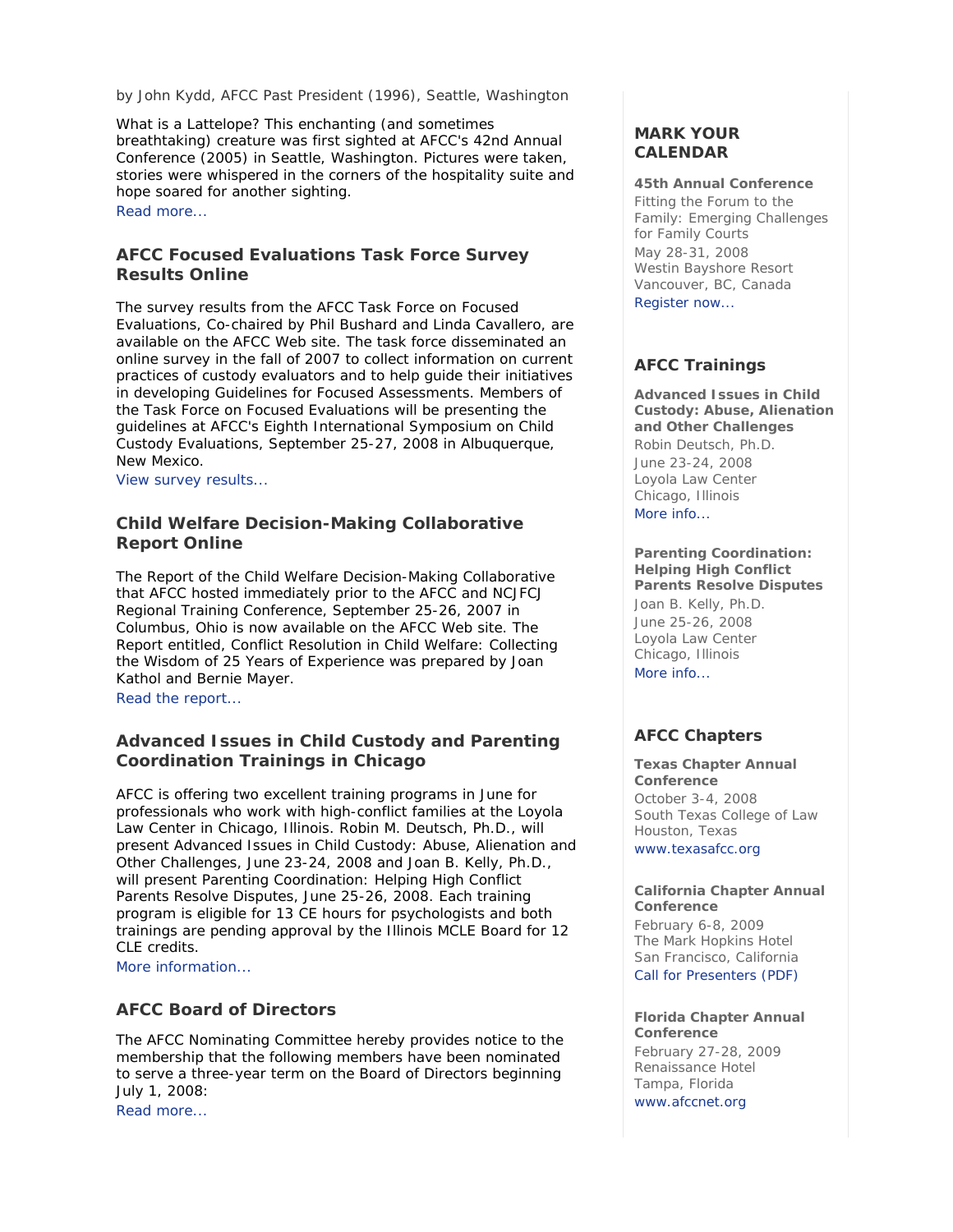by John Kydd, AFCC Past President (1996), Seattle, Washington

What is a Lattelope? This enchanting (and sometimes breathtaking) creature was first sighted at AFCC's 42nd Annual Conference (2005) in Seattle, Washington. Pictures were taken, stories were whispered in the corners of the hospitality suite and hope soared for another sighting.

Read more...

### AFCC Focused Evaluations Task Force Survey Results Online

The survey results from the AFCC Task Force on Focused Evaluations, Co-chaired by Phil Bushard and Linda Cavallero, are available on the AFCC Web site. The task force disseminated an online survey in the fall of 2007 to collect information on current practices of custody evaluators and to help guide their initiatives in developing Guidelines for Focused Assessments. Members of the Task Force on Focused Evaluations will be presenting the guidelines at AFCC's Eighth International Symposium on Child Custody Evaluations, September 25-27, 2008 in Albuquerque, New Mexico.

View survey results...

### Child Welfare Decision-Making Collaborative Report Online

The Report of the Child Welfare Decision-Making Collaborative that AFCC hosted immediately prior to the AFCC and NCJFCJ Regional Training Conference, September 25-26, 2007 in Columbus, Ohio is now available on the AFCC Web site. The Report entitled, Conflict Resolution in Child Welfare: Collecting the Wisdom of 25 Years of Experience was prepared by Joan Kathol and Bernie Mayer.

Read the report...

### Advanced Issues in Child Custody and Parenting Coordination Trainings in Chicago

AFCC is offering two excellent training programs in June for professionals who work with high-conflict families at the Loyola Law Center in Chicago, Illinois. Robin M. Deutsch, Ph.D., will present Advanced Issues in Child Custody: Abuse, Alienation and Other Challenges, June 23-24, 2008 and Joan B. Kelly, Ph.D., will present Parenting Coordination: Helping High Conflict Parents Resolve Disputes, June 25-26, 2008. Each training program is eligible for 13 CE hours for psychologists and both trainings are pending approval by the Illinois MCLE Board for 12 CLE credits.

More information...

### AFCC Board of Directors

The AFCC Nominating Committee hereby provides notice to the membership that the following members have been nominated to serve a three-year term on the Board of Directors beginning July 1, 2008:

Read more...

### MARK YOUR CALENDAR

**45th Annual Conference**
Fitting the Forum to the Family: Emerging Challenges for Family Courts
May 28-31, 2008
Westin Bayshore Resort
Vancouver, BC, Canada
Register now...

### AFCC Trainings

**Advanced Issues in Child Custody: Abuse, Alienation and Other Challenges**
Robin Deutsch, Ph.D.
June 23-24, 2008
Loyola Law Center
Chicago, Illinois
More info...

**Parenting Coordination: Helping High Conflict Parents Resolve Disputes**
Joan B. Kelly, Ph.D.
June 25-26, 2008
Loyola Law Center
Chicago, Illinois
More info...

### AFCC Chapters

**Texas Chapter Annual Conference**
October 3-4, 2008
South Texas College of Law
Houston, Texas
www.texasafcc.org

**California Chapter Annual Conference**
February 6-8, 2009
The Mark Hopkins Hotel
San Francisco, California
Call for Presenters (PDF)

**Florida Chapter Annual Conference**
February 27-28, 2009
Renaissance Hotel
Tampa, Florida
www.afccnet.org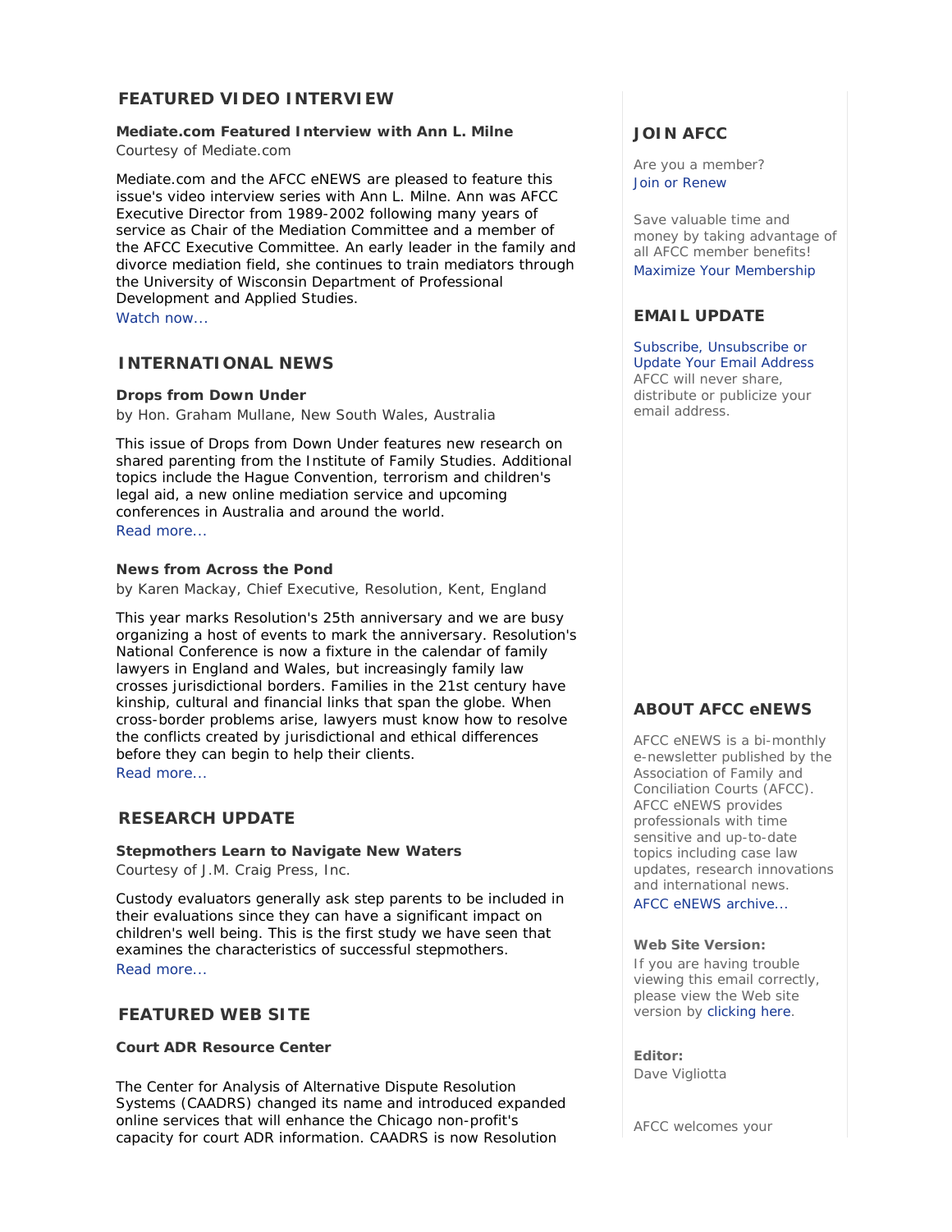## FEATURED VIDEO INTERVIEW

**Mediate.com Featured Interview with Ann L. Milne**
Courtesy of Mediate.com

Mediate.com and the AFCC eNEWS are pleased to feature this issue's video interview series with Ann L. Milne. Ann was AFCC Executive Director from 1989-2002 following many years of service as Chair of the Mediation Committee and a member of the AFCC Executive Committee. An early leader in the family and divorce mediation field, she continues to train mediators through the University of Wisconsin Department of Professional Development and Applied Studies.
Watch now...

## INTERNATIONAL NEWS

**Drops from Down Under**
by Hon. Graham Mullane, New South Wales, Australia

This issue of Drops from Down Under features new research on shared parenting from the Institute of Family Studies. Additional topics include the Hague Convention, terrorism and children's legal aid, a new online mediation service and upcoming conferences in Australia and around the world.
Read more...

**News from Across the Pond**
by Karen Mackay, Chief Executive, Resolution, Kent, England

This year marks Resolution's 25th anniversary and we are busy organizing a host of events to mark the anniversary. Resolution's National Conference is now a fixture in the calendar of family lawyers in England and Wales, but increasingly family law crosses jurisdictional borders. Families in the 21st century have kinship, cultural and financial links that span the globe. When cross-border problems arise, lawyers must know how to resolve the conflicts created by jurisdictional and ethical differences before they can begin to help their clients.
Read more...

## RESEARCH UPDATE

**Stepmothers Learn to Navigate New Waters**
Courtesy of J.M. Craig Press, Inc.

Custody evaluators generally ask step parents to be included in their evaluations since they can have a significant impact on children's well being. This is the first study we have seen that examines the characteristics of successful stepmothers.
Read more...

## FEATURED WEB SITE

**Court ADR Resource Center**

The Center for Analysis of Alternative Dispute Resolution Systems (CAADRS) changed its name and introduced expanded online services that will enhance the Chicago non-profit's capacity for court ADR information. CAADRS is now Resolution

## JOIN AFCC

Are you a member?
Join or Renew

Save valuable time and money by taking advantage of all AFCC member benefits!
Maximize Your Membership

## EMAIL UPDATE

Subscribe, Unsubscribe or Update Your Email Address
AFCC will never share, distribute or publicize your email address.

## ABOUT AFCC eNEWS

AFCC eNEWS is a bi-monthly e-newsletter published by the Association of Family and Conciliation Courts (AFCC). AFCC eNEWS provides professionals with time sensitive and up-to-date topics including case law updates, research innovations and international news.
AFCC eNEWS archive...

**Web Site Version:**
If you are having trouble viewing this email correctly, please view the Web site version by clicking here.

**Editor:**
Dave Vigliotta

AFCC welcomes your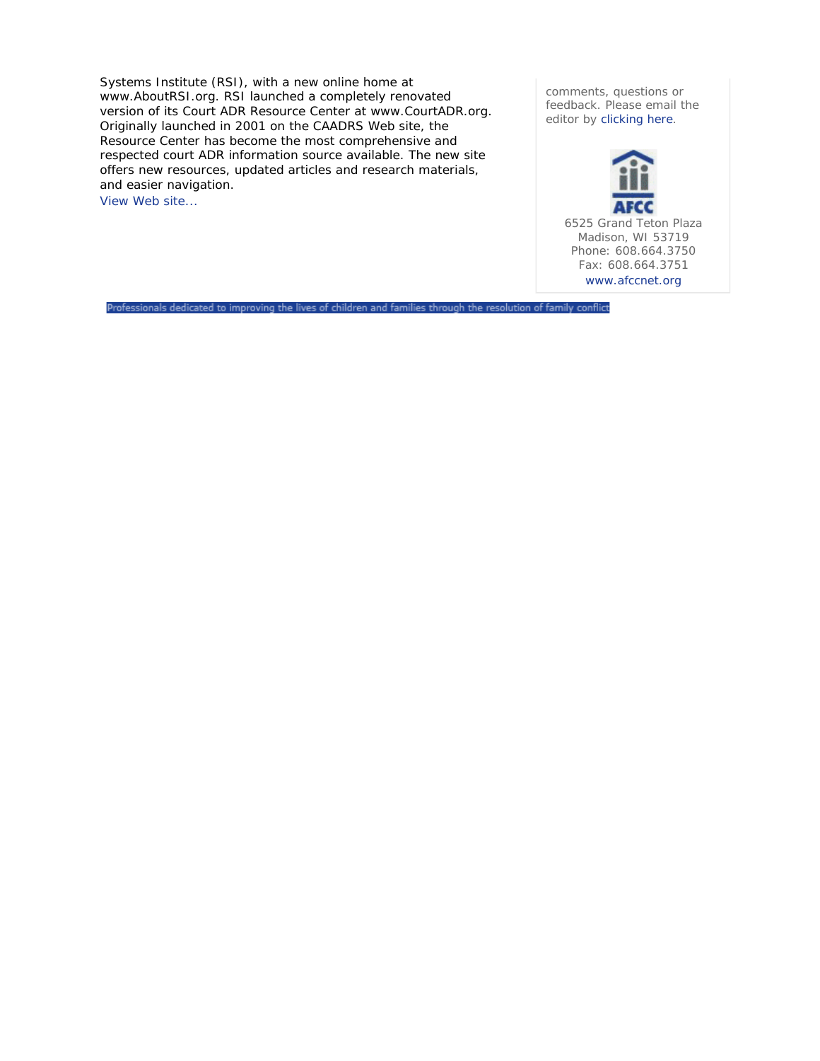Systems Institute (RSI), with a new online home at www.AboutRSI.org. RSI launched a completely renovated version of its Court ADR Resource Center at www.CourtADR.org. Originally launched in 2001 on the CAADRS Web site, the Resource Center has become the most comprehensive and respected court ADR information source available. The new site offers new resources, updated articles and research materials, and easier navigation.

View Web site...

comments, questions or feedback. Please email the editor by clicking here.

AFCC

6525 Grand Teton Plaza
Madison, WI 53719
Phone: 608.664.3750
Fax: 608.664.3751
www.afccnet.org

Professionals dedicated to improving the lives of children and families through the resolution of family conflict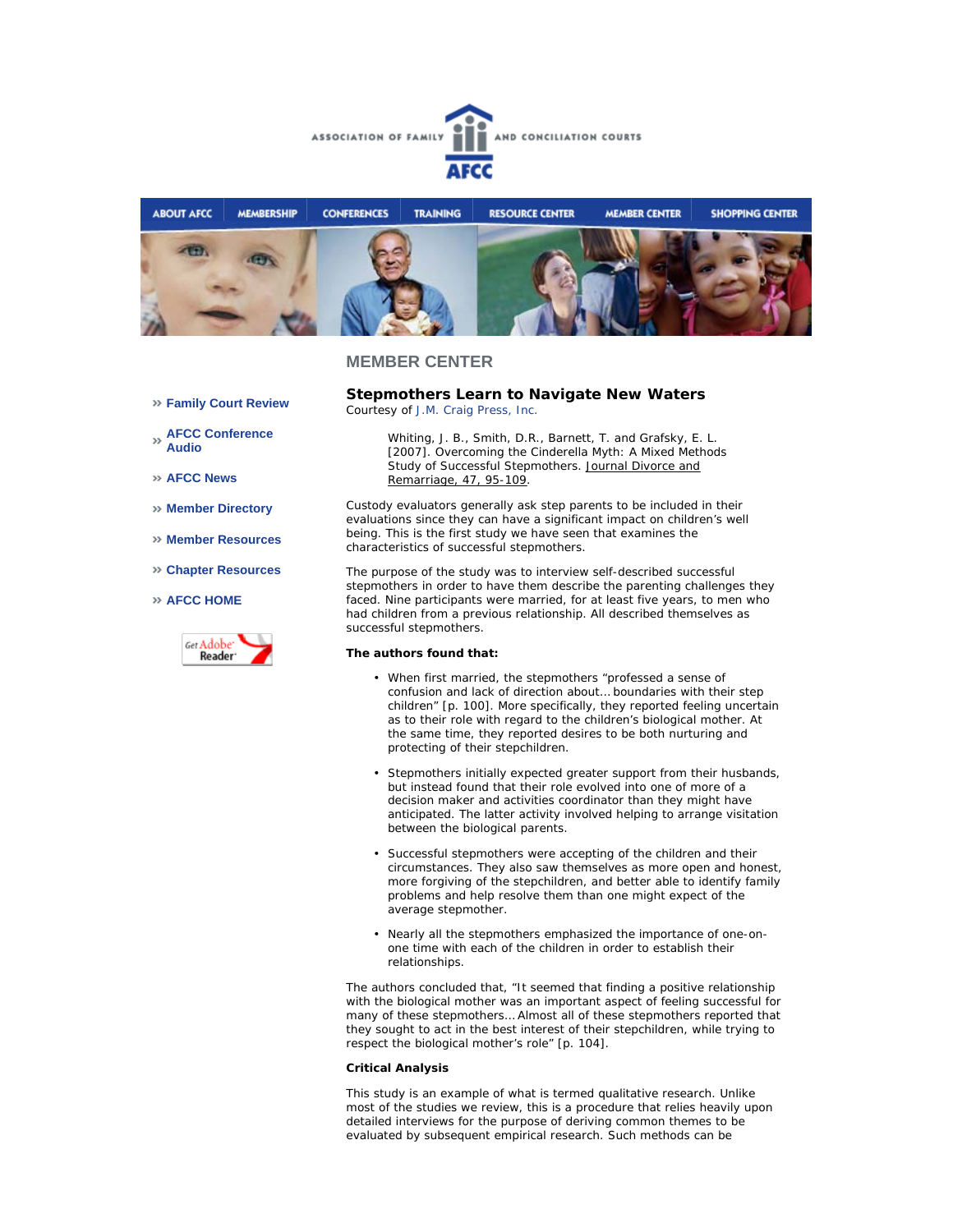ASSOCIATION OF FAMILY AND CONCILIATION COURTS

AFCC

ABOUT AFCC | MEMBERSHIP | CONFERENCES | TRAINING | RESOURCE CENTER | MEMBER CENTER | SHOPPING CENTER

- » Family Court Review
- » AFCC Conference Audio
- » AFCC News
- » Member Directory
- » Member Resources
- » Chapter Resources
- » AFCC HOME

Get Adobe Reader

## MEMBER CENTER

### Stepmothers Learn to Navigate New Waters

Courtesy of J.M. Craig Press, Inc.

> Whiting, J. B., Smith, D.R., Barnett, T. and Grafsky, E. L. [2007]. Overcoming the Cinderella Myth: A Mixed Methods Study of Successful Stepmothers. Journal Divorce and Remarriage, 47, 95-109.

Custody evaluators generally ask step parents to be included in their evaluations since they can have a significant impact on children's well being. This is the first study we have seen that examines the characteristics of successful stepmothers.

The purpose of the study was to interview self-described successful stepmothers in order to have them describe the parenting challenges they faced. Nine participants were married, for at least five years, to men who had children from a previous relationship. All described themselves as successful stepmothers.

**The authors found that:**

- When first married, the stepmothers "professed a sense of confusion and lack of direction about… boundaries with their step children" [p. 100]. More specifically, they reported feeling uncertain as to their role with regard to the children's biological mother. At the same time, they reported desires to be both nurturing and protecting of their stepchildren.
- Stepmothers initially expected greater support from their husbands, but instead found that their role evolved into one of more of a decision maker and activities coordinator than they might have anticipated. The latter activity involved helping to arrange visitation between the biological parents.
- Successful stepmothers were accepting of the children and their circumstances. They also saw themselves as more open and honest, more forgiving of the stepchildren, and better able to identify family problems and help resolve them than one might expect of the average stepmother.
- Nearly all the stepmothers emphasized the importance of one-on-one time with each of the children in order to establish their relationships.

The authors concluded that, "It seemed that finding a positive relationship with the biological mother was an important aspect of feeling successful for many of these stepmothers… Almost all of these stepmothers reported that they sought to act in the best interest of their stepchildren, while trying to respect the biological mother's role" [p. 104].

**Critical Analysis**

This study is an example of what is termed qualitative research. Unlike most of the studies we review, this is a procedure that relies heavily upon detailed interviews for the purpose of deriving common themes to be evaluated by subsequent empirical research. Such methods can be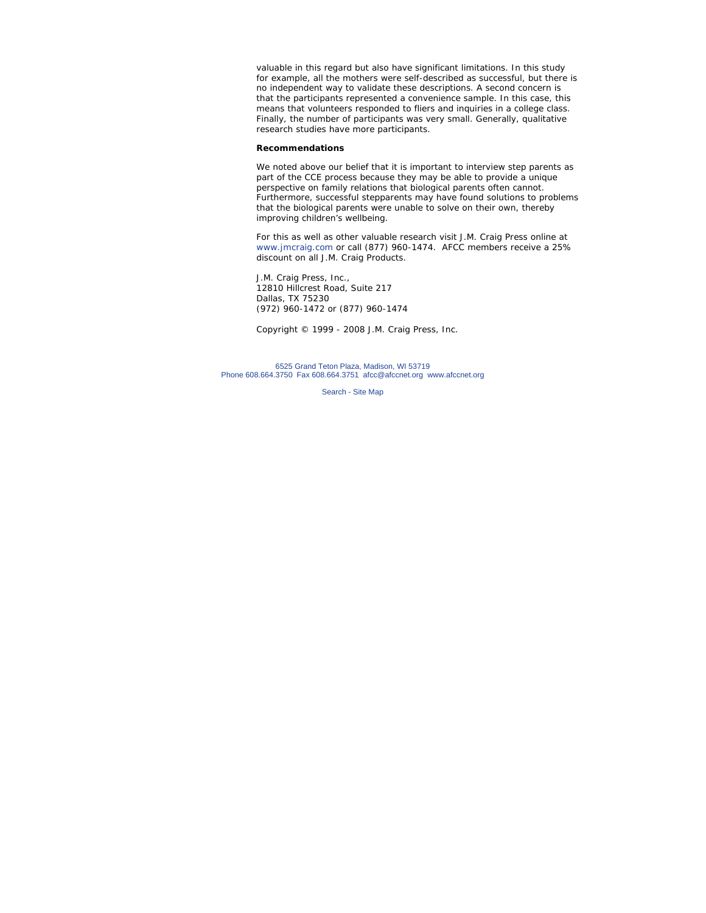valuable in this regard but also have significant limitations. In this study for example, all the mothers were self-described as successful, but there is no independent way to validate these descriptions. A second concern is that the participants represented a convenience sample. In this case, this means that volunteers responded to fliers and inquiries in a college class. Finally, the number of participants was very small. Generally, qualitative research studies have more participants.

**Recommendations**

We noted above our belief that it is important to interview step parents as part of the CCE process because they may be able to provide a unique perspective on family relations that biological parents often cannot. Furthermore, successful stepparents may have found solutions to problems that the biological parents were unable to solve on their own, thereby improving children's wellbeing.

For this as well as other valuable research visit J.M. Craig Press online at www.jmcraig.com or call (877) 960-1474. AFCC members receive a 25% discount on all J.M. Craig Products.

J.M. Craig Press, Inc.,
12810 Hillcrest Road, Suite 217
Dallas, TX 75230
(972) 960-1472 or (877) 960-1474

Copyright © 1999 - 2008 J.M. Craig Press, Inc.

6525 Grand Teton Plaza, Madison, WI 53719
Phone 608.664.3750 Fax 608.664.3751 afcc@afccnet.org www.afccnet.org

Search - Site Map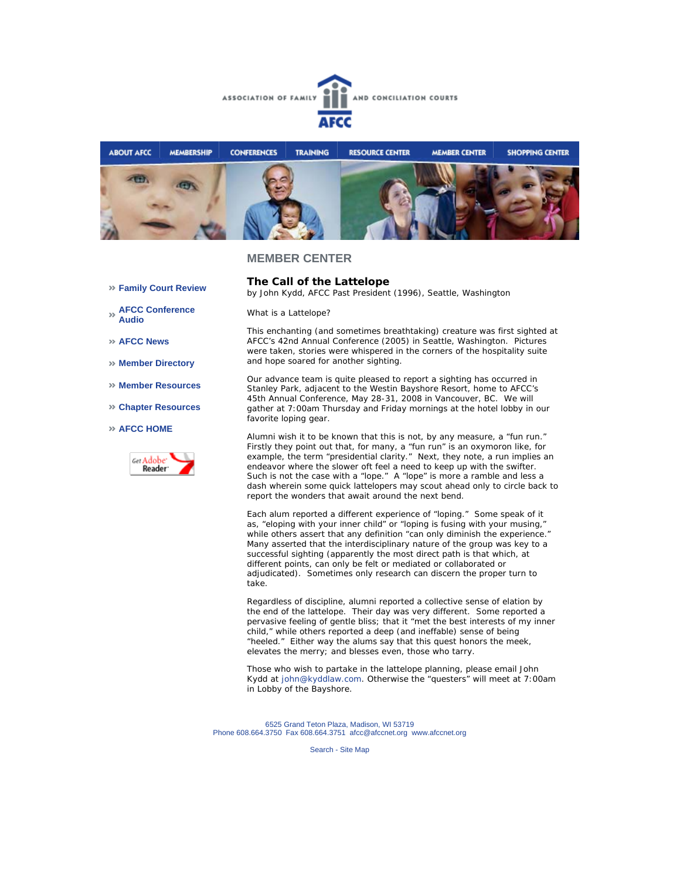ASSOCIATION OF FAMILY AND CONCILIATION COURTS

AFCC

ABOUT AFCC | MEMBERSHIP | CONFERENCES | TRAINING | RESOURCE CENTER | MEMBER CENTER | SHOPPING CENTER

## MEMBER CENTER

- » Family Court Review
- » AFCC Conference Audio
- » AFCC News
- » Member Directory
- » Member Resources
- » Chapter Resources
- » AFCC HOME

Get Adobe Reader

### The Call of the Lattelope

by John Kydd, AFCC Past President (1996), Seattle, Washington

What is a Lattelope?

This enchanting (and sometimes breathtaking) creature was first sighted at AFCC's 42nd Annual Conference (2005) in Seattle, Washington. Pictures were taken, stories were whispered in the corners of the hospitality suite and hope soared for another sighting.

Our advance team is quite pleased to report a sighting has occurred in Stanley Park, adjacent to the Westin Bayshore Resort, home to AFCC's 45th Annual Conference, May 28-31, 2008 in Vancouver, BC. We will gather at 7:00am Thursday and Friday mornings at the hotel lobby in our favorite loping gear.

Alumni wish it to be known that this is not, by any measure, a "fun run." Firstly they point out that, for many, a "fun run" is an oxymoron like, for example, the term "presidential clarity." Next, they note, a run implies an endeavor where the slower oft feel a need to keep up with the swifter. Such is not the case with a "lope." A "lope" is more a ramble and less a dash wherein some quick lattelopers may scout ahead only to circle back to report the wonders that await around the next bend.

Each alum reported a different experience of "loping." Some speak of it as, "eloping with your inner child" or "loping is fusing with your musing," while others assert that any definition "can only diminish the experience." Many asserted that the interdisciplinary nature of the group was key to a successful sighting (apparently the most direct path is that which, at different points, can only be felt or mediated or collaborated or adjudicated). Sometimes only research can discern the proper turn to take.

Regardless of discipline, alumni reported a collective sense of elation by the end of the lattelope. Their day was very different. Some reported a pervasive feeling of gentle bliss; that it "met the best interests of my inner child," while others reported a deep (and ineffable) sense of being "heeled." Either way the alums say that this quest honors the meek, elevates the merry; and blesses even, those who tarry.

Those who wish to partake in the lattelope planning, please email John Kydd at john@kyddlaw.com. Otherwise the "questers" will meet at 7:00am in Lobby of the Bayshore.

6525 Grand Teton Plaza, Madison, WI 53719
Phone 608.664.3750 Fax 608.664.3751 afcc@afccnet.org www.afccnet.org

Search - Site Map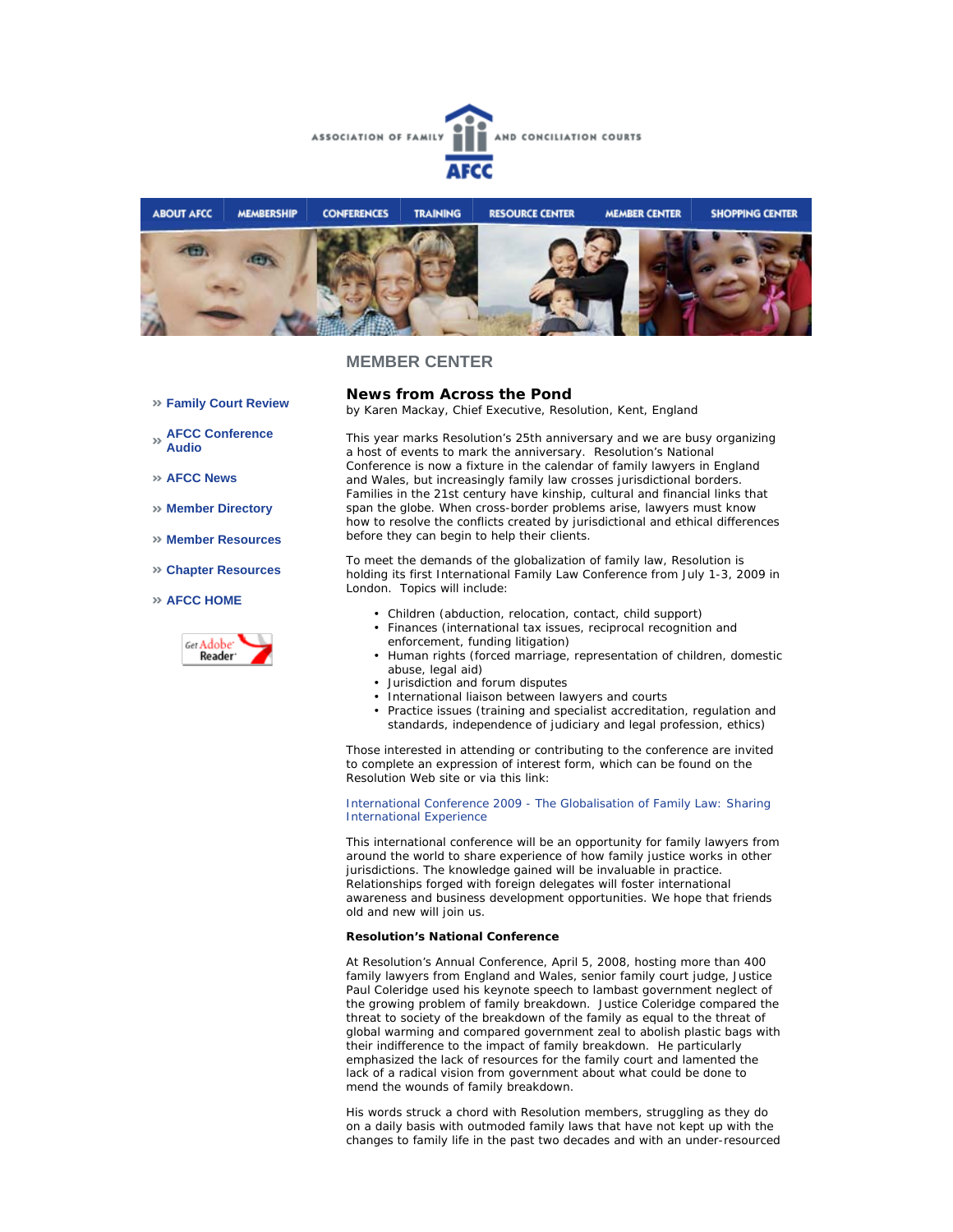ASSOCIATION OF FAMILY AND CONCILIATION COURTS

AFCC

ABOUT AFCC | MEMBERSHIP | CONFERENCES | TRAINING | RESOURCE CENTER | MEMBER CENTER | SHOPPING CENTER

## MEMBER CENTER

- » Family Court Review
- » AFCC Conference Audio
- » AFCC News
- » Member Directory
- » Member Resources
- » Chapter Resources
- » AFCC HOME

Get Adobe Reader

### News from Across the Pond

by Karen Mackay, Chief Executive, Resolution, Kent, England

This year marks Resolution's 25th anniversary and we are busy organizing a host of events to mark the anniversary. Resolution's National Conference is now a fixture in the calendar of family lawyers in England and Wales, but increasingly family law crosses jurisdictional borders. Families in the 21st century have kinship, cultural and financial links that span the globe. When cross-border problems arise, lawyers must know how to resolve the conflicts created by jurisdictional and ethical differences before they can begin to help their clients.

To meet the demands of the globalization of family law, Resolution is holding its first International Family Law Conference from July 1-3, 2009 in London. Topics will include:

- Children (abduction, relocation, contact, child support)
- Finances (international tax issues, reciprocal recognition and enforcement, funding litigation)
- Human rights (forced marriage, representation of children, domestic abuse, legal aid)
- Jurisdiction and forum disputes
- International liaison between lawyers and courts
- Practice issues (training and specialist accreditation, regulation and standards, independence of judiciary and legal profession, ethics)

Those interested in attending or contributing to the conference are invited to complete an expression of interest form, which can be found on the Resolution Web site or via this link:

International Conference 2009 - The Globalisation of Family Law: Sharing International Experience

This international conference will be an opportunity for family lawyers from around the world to share experience of how family justice works in other jurisdictions. The knowledge gained will be invaluable in practice. Relationships forged with foreign delegates will foster international awareness and business development opportunities. We hope that friends old and new will join us.

**Resolution's National Conference**

At Resolution's Annual Conference, April 5, 2008, hosting more than 400 family lawyers from England and Wales, senior family court judge, Justice Paul Coleridge used his keynote speech to lambast government neglect of the growing problem of family breakdown. Justice Coleridge compared the threat to society of the breakdown of the family as equal to the threat of global warming and compared government zeal to abolish plastic bags with their indifference to the impact of family breakdown. He particularly emphasized the lack of resources for the family court and lamented the lack of a radical vision from government about what could be done to mend the wounds of family breakdown.

His words struck a chord with Resolution members, struggling as they do on a daily basis with outmoded family laws that have not kept up with the changes to family life in the past two decades and with an under-resourced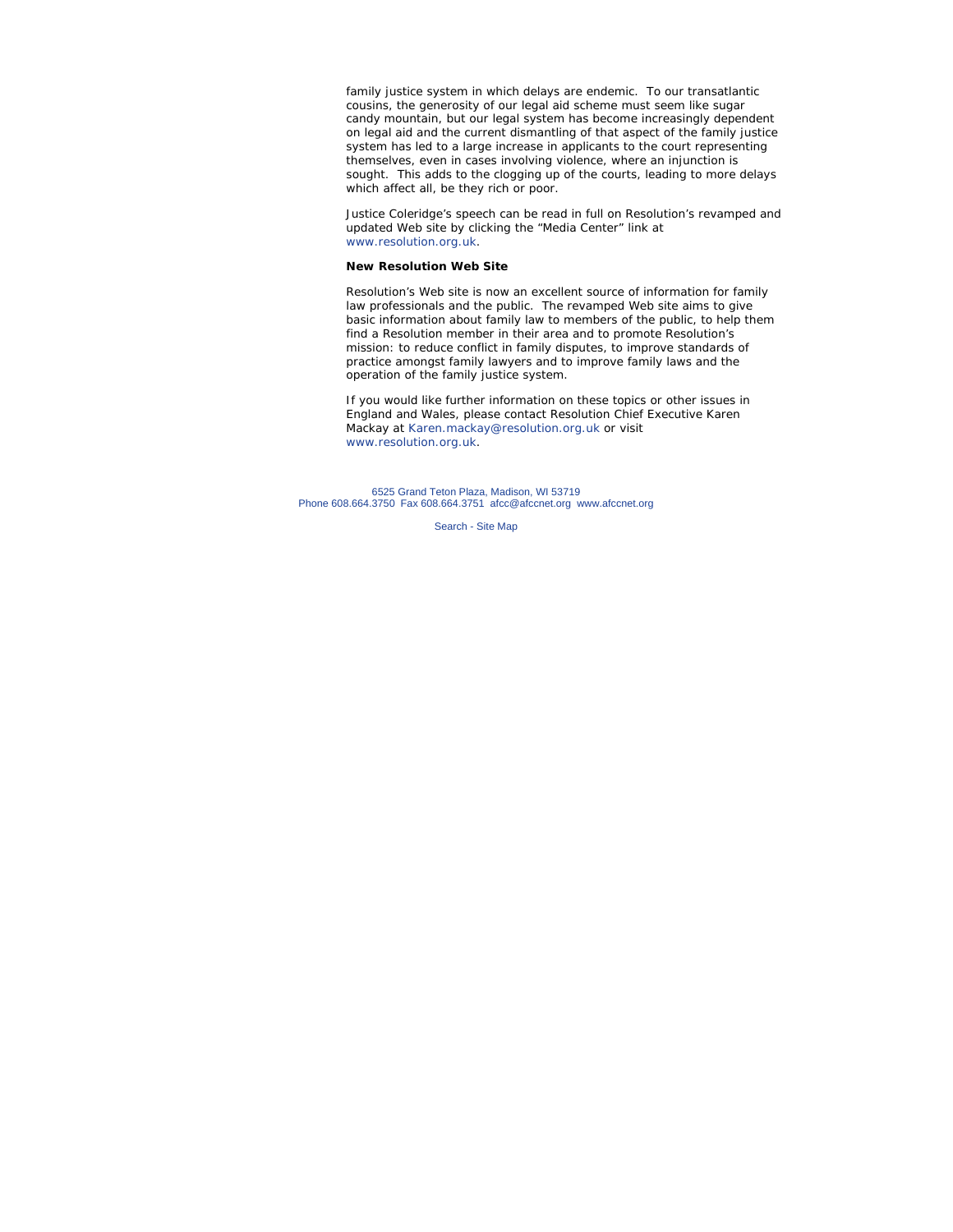family justice system in which delays are endemic. To our transatlantic cousins, the generosity of our legal aid scheme must seem like sugar candy mountain, but our legal system has become increasingly dependent on legal aid and the current dismantling of that aspect of the family justice system has led to a large increase in applicants to the court representing themselves, even in cases involving violence, where an injunction is sought. This adds to the clogging up of the courts, leading to more delays which affect all, be they rich or poor.

Justice Coleridge's speech can be read in full on Resolution's revamped and updated Web site by clicking the "Media Center" link at www.resolution.org.uk.

**New Resolution Web Site**

Resolution's Web site is now an excellent source of information for family law professionals and the public. The revamped Web site aims to give basic information about family law to members of the public, to help them find a Resolution member in their area and to promote Resolution's mission: to reduce conflict in family disputes, to improve standards of practice amongst family lawyers and to improve family laws and the operation of the family justice system.

If you would like further information on these topics or other issues in England and Wales, please contact Resolution Chief Executive Karen Mackay at Karen.mackay@resolution.org.uk or visit www.resolution.org.uk.

6525 Grand Teton Plaza, Madison, WI 53719
Phone 608.664.3750 Fax 608.664.3751 afcc@afccnet.org www.afccnet.org

Search - Site Map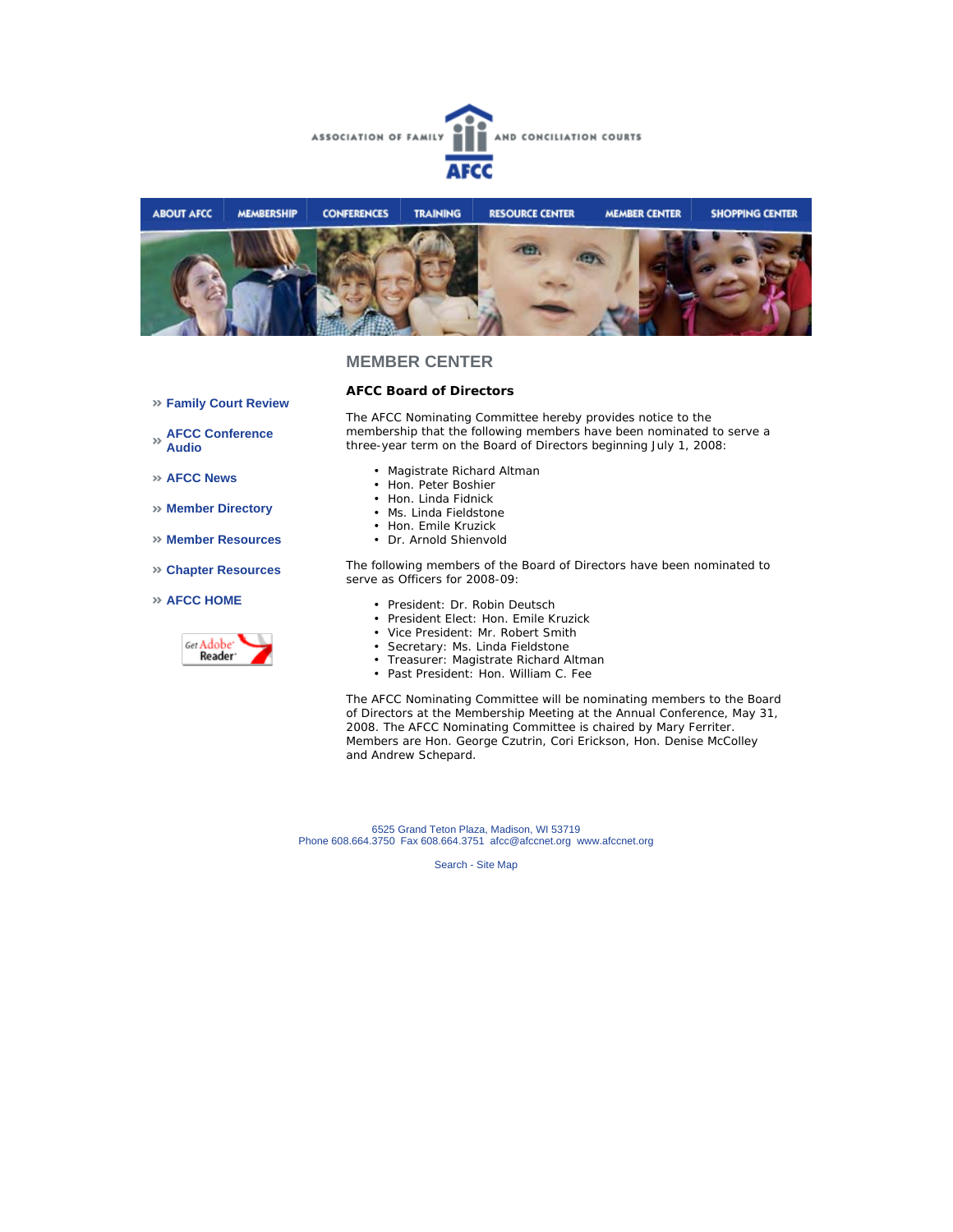ASSOCIATION OF FAMILY AND CONCILIATION COURTS

AFCC

ABOUT AFCC | MEMBERSHIP | CONFERENCES | TRAINING | RESOURCE CENTER | MEMBER CENTER | SHOPPING CENTER

## MEMBER CENTER

» Family Court Review

» AFCC Conference Audio

» AFCC News

» Member Directory

» Member Resources

» Chapter Resources

» AFCC HOME

### AFCC Board of Directors

The AFCC Nominating Committee hereby provides notice to the membership that the following members have been nominated to serve a three-year term on the Board of Directors beginning July 1, 2008:

- Magistrate Richard Altman
- Hon. Peter Boshier
- Hon. Linda Fidnick
- Ms. Linda Fieldstone
- Hon. Emile Kruzick
- Dr. Arnold Shienvold

The following members of the Board of Directors have been nominated to serve as Officers for 2008-09:

- President: Dr. Robin Deutsch
- President Elect: Hon. Emile Kruzick
- Vice President: Mr. Robert Smith
- Secretary: Ms. Linda Fieldstone
- Treasurer: Magistrate Richard Altman
- Past President: Hon. William C. Fee

The AFCC Nominating Committee will be nominating members to the Board of Directors at the Membership Meeting at the Annual Conference, May 31, 2008. The AFCC Nominating Committee is chaired by Mary Ferriter. Members are Hon. George Czutrin, Cori Erickson, Hon. Denise McColley and Andrew Schepard.

6525 Grand Teton Plaza, Madison, WI 53719
Phone 608.664.3750 Fax 608.664.3751 afcc@afccnet.org www.afccnet.org

Search - Site Map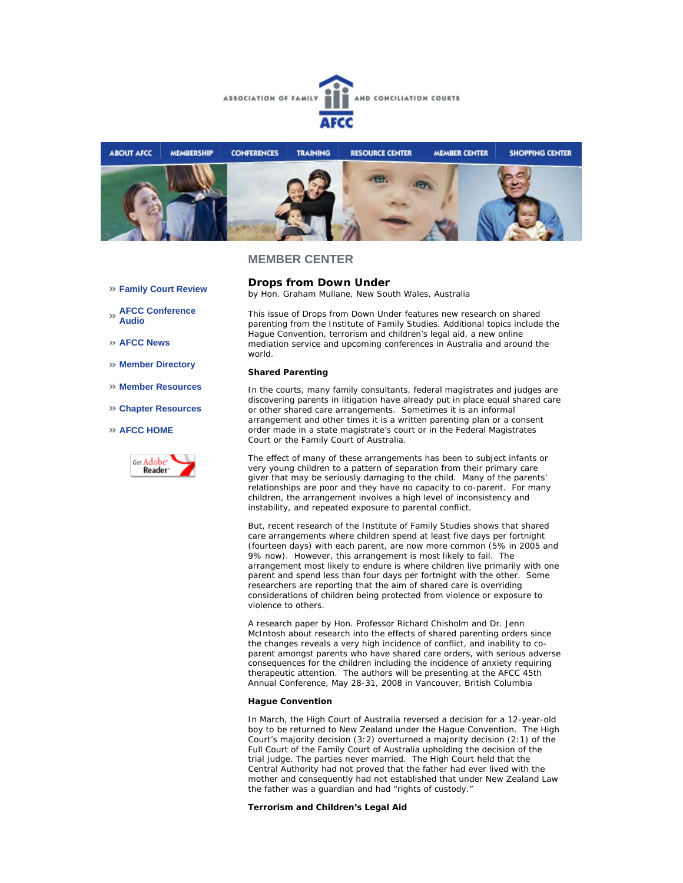ASSOCIATION OF FAMILY AND CONCILIATION COURTS

AFCC

ABOUT AFCC | MEMBERSHIP | CONFERENCES | TRAINING | RESOURCE CENTER | MEMBER CENTER | SHOPPING CENTER

## MEMBER CENTER

- Family Court Review
- AFCC Conference Audio
- AFCC News
- Member Directory
- Member Resources
- Chapter Resources
- AFCC HOME

# Drops from Down Under

by Hon. Graham Mullane, New South Wales, Australia

This issue of Drops from Down Under features new research on shared parenting from the Institute of Family Studies. Additional topics include the Hague Convention, terrorism and children's legal aid, a new online mediation service and upcoming conferences in Australia and around the world.

**Shared Parenting**

In the courts, many family consultants, federal magistrates and judges are discovering parents in litigation have already put in place equal shared care or other shared care arrangements. Sometimes it is an informal arrangement and other times it is a written parenting plan or a consent order made in a state magistrate's court or in the Federal Magistrates Court or the Family Court of Australia.

The effect of many of these arrangements has been to subject infants or very young children to a pattern of separation from their primary care giver that may be seriously damaging to the child. Many of the parents' relationships are poor and they have no capacity to co-parent. For many children, the arrangement involves a high level of inconsistency and instability, and repeated exposure to parental conflict.

But, recent research of the Institute of Family Studies shows that shared care arrangements where children spend at least five days per fortnight (fourteen days) with each parent, are now more common (5% in 2005 and 9% now). However, this arrangement is most likely to fail. The arrangement most likely to endure is where children live primarily with one parent and spend less than four days per fortnight with the other. Some researchers are reporting that the aim of shared care is overriding considerations of children being protected from violence or exposure to violence to others.

A research paper by Hon. Professor Richard Chisholm and Dr. Jenn McIntosh about research into the effects of shared parenting orders since the changes reveals a very high incidence of conflict, and inability to co-parent amongst parents who have shared care orders, with serious adverse consequences for the children including the incidence of anxiety requiring therapeutic attention. The authors will be presenting at the AFCC 45th Annual Conference, May 28-31, 2008 in Vancouver, British Columbia

**Hague Convention**

In March, the High Court of Australia reversed a decision for a 12-year-old boy to be returned to New Zealand under the Hague Convention. The High Court's majority decision (3:2) overturned a majority decision (2:1) of the Full Court of the Family Court of Australia upholding the decision of the trial judge. The parties never married. The High Court held that the Central Authority had not proved that the father had ever lived with the mother and consequently had not established that under New Zealand Law the father was a guardian and had "rights of custody."

**Terrorism and Children's Legal Aid**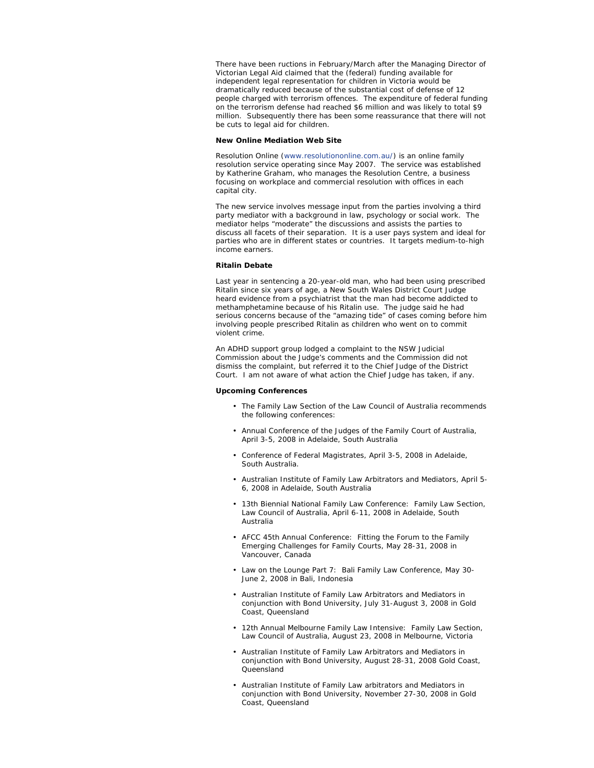There have been ructions in February/March after the Managing Director of Victorian Legal Aid claimed that the (federal) funding available for independent legal representation for children in Victoria would be dramatically reduced because of the substantial cost of defense of 12 people charged with terrorism offences. The expenditure of federal funding on the terrorism defense had reached $6 million and was likely to total $9 million. Subsequently there has been some reassurance that there will not be cuts to legal aid for children.

**New Online Mediation Web Site**

Resolution Online (www.resolutiononline.com.au/) is an online family resolution service operating since May 2007. The service was established by Katherine Graham, who manages the Resolution Centre, a business focusing on workplace and commercial resolution with offices in each capital city.

The new service involves message input from the parties involving a third party mediator with a background in law, psychology or social work. The mediator helps "moderate" the discussions and assists the parties to discuss all facets of their separation. It is a user pays system and ideal for parties who are in different states or countries. It targets medium-to-high income earners.

**Ritalin Debate**

Last year in sentencing a 20-year-old man, who had been using prescribed Ritalin since six years of age, a New South Wales District Court Judge heard evidence from a psychiatrist that the man had become addicted to methamphetamine because of his Ritalin use. The judge said he had serious concerns because of the "amazing tide" of cases coming before him involving people prescribed Ritalin as children who went on to commit violent crime.

An ADHD support group lodged a complaint to the NSW Judicial Commission about the Judge's comments and the Commission did not dismiss the complaint, but referred it to the Chief Judge of the District Court. I am not aware of what action the Chief Judge has taken, if any.

**Upcoming Conferences**

- The Family Law Section of the Law Council of Australia recommends the following conferences:
- Annual Conference of the Judges of the Family Court of Australia, April 3-5, 2008 in Adelaide, South Australia
- Conference of Federal Magistrates, April 3-5, 2008 in Adelaide, South Australia.
- Australian Institute of Family Law Arbitrators and Mediators, April 5-6, 2008 in Adelaide, South Australia
- 13th Biennial National Family Law Conference: Family Law Section, Law Council of Australia, April 6-11, 2008 in Adelaide, South Australia
- AFCC 45th Annual Conference: Fitting the Forum to the Family Emerging Challenges for Family Courts, May 28-31, 2008 in Vancouver, Canada
- Law on the Lounge Part 7: Bali Family Law Conference, May 30-June 2, 2008 in Bali, Indonesia
- Australian Institute of Family Law Arbitrators and Mediators in conjunction with Bond University, July 31-August 3, 2008 in Gold Coast, Queensland
- 12th Annual Melbourne Family Law Intensive: Family Law Section, Law Council of Australia, August 23, 2008 in Melbourne, Victoria
- Australian Institute of Family Law Arbitrators and Mediators in conjunction with Bond University, August 28-31, 2008 Gold Coast, Queensland
- Australian Institute of Family Law arbitrators and Mediators in conjunction with Bond University, November 27-30, 2008 in Gold Coast, Queensland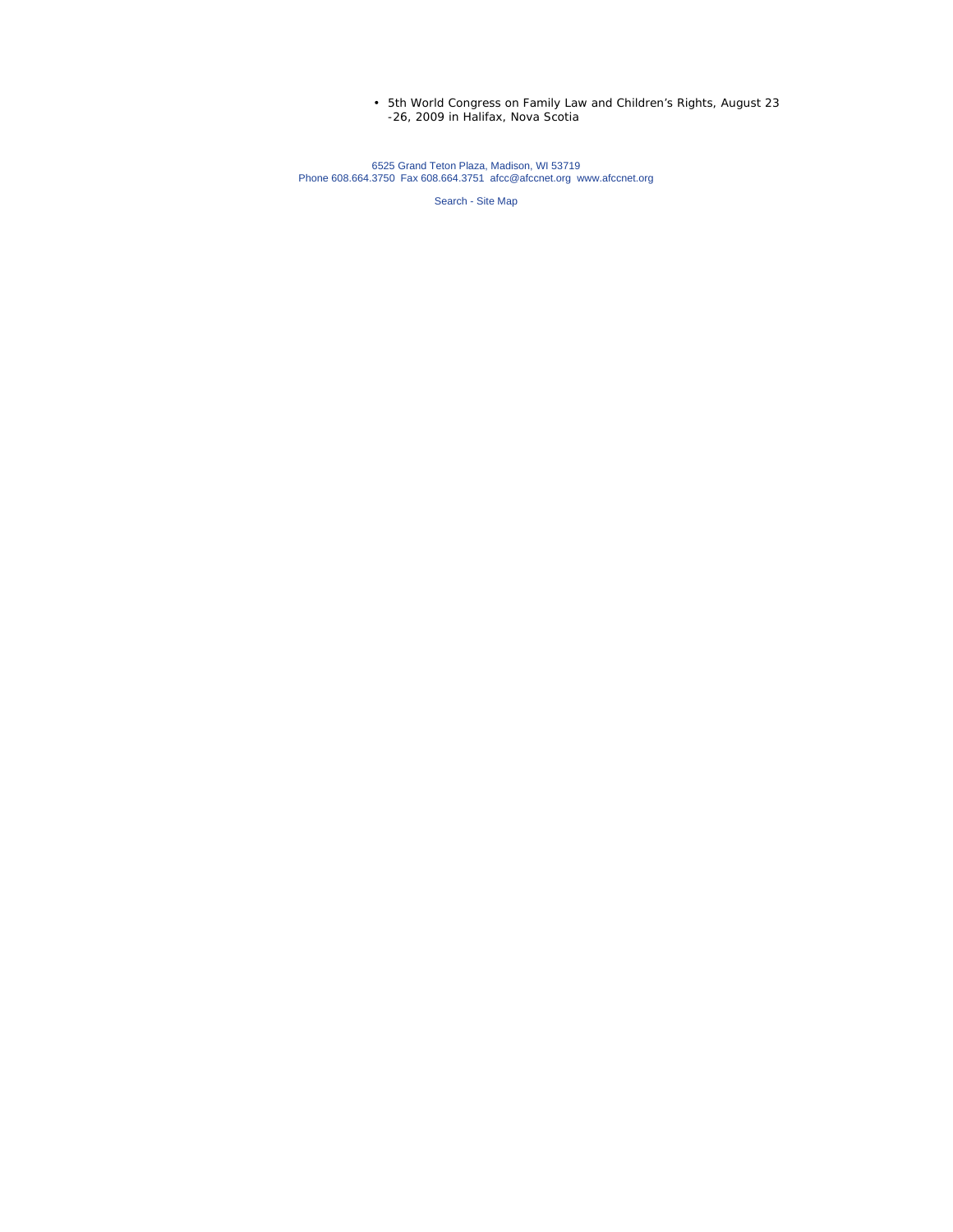- 5th World Congress on Family Law and Children's Rights, August 23-26, 2009 in Halifax, Nova Scotia

6525 Grand Teton Plaza, Madison, WI 53719
Phone 608.664.3750 Fax 608.664.3751 afcc@afccnet.org www.afccnet.org

Search - Site Map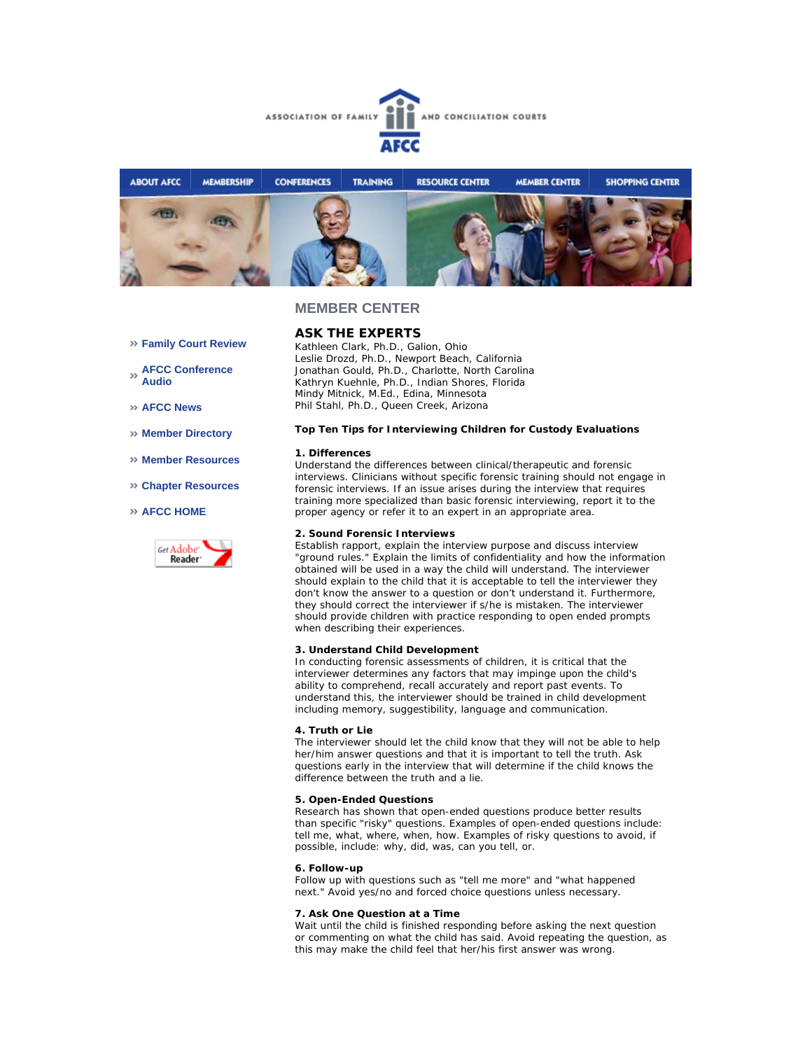ASSOCIATION OF FAMILY AND CONCILIATION COURTS

AFCC

ABOUT AFCC | MEMBERSHIP | CONFERENCES | TRAINING | RESOURCE CENTER | MEMBER CENTER | SHOPPING CENTER

» Family Court Review

» AFCC Conference Audio

» AFCC News

» Member Directory

» Member Resources

» Chapter Resources

» AFCC HOME

Get Adobe Reader

## MEMBER CENTER

## ASK THE EXPERTS

Kathleen Clark, Ph.D., Galion, Ohio
Leslie Drozd, Ph.D., Newport Beach, California
Jonathan Gould, Ph.D., Charlotte, North Carolina
Kathryn Kuehnle, Ph.D., Indian Shores, Florida
Mindy Mitnick, M.Ed., Edina, Minnesota
Phil Stahl, Ph.D., Queen Creek, Arizona

**Top Ten Tips for Interviewing Children for Custody Evaluations**

**1. Differences**
Understand the differences between clinical/therapeutic and forensic interviews. Clinicians without specific forensic training should not engage in forensic interviews. If an issue arises during the interview that requires training more specialized than basic forensic interviewing, report it to the proper agency or refer it to an expert in an appropriate area.

**2. Sound Forensic Interviews**
Establish rapport, explain the interview purpose and discuss interview "ground rules." Explain the limits of confidentiality and how the information obtained will be used in a way the child will understand. The interviewer should explain to the child that it is acceptable to tell the interviewer they don't know the answer to a question or don't understand it. Furthermore, they should correct the interviewer if s/he is mistaken. The interviewer should provide children with practice responding to open ended prompts when describing their experiences.

**3. Understand Child Development**
In conducting forensic assessments of children, it is critical that the interviewer determines any factors that may impinge upon the child's ability to comprehend, recall accurately and report past events. To understand this, the interviewer should be trained in child development including memory, suggestibility, language and communication.

**4. Truth or Lie**
The interviewer should let the child know that they will not be able to help her/him answer questions and that it is important to tell the truth. Ask questions early in the interview that will determine if the child knows the difference between the truth and a lie.

**5. Open-Ended Questions**
Research has shown that open-ended questions produce better results than specific "risky" questions. Examples of open-ended questions include: tell me, what, where, when, how. Examples of risky questions to avoid, if possible, include: why, did, was, can you tell, or.

**6. Follow-up**
Follow up with questions such as "tell me more" and "what happened next." Avoid yes/no and forced choice questions unless necessary.

**7. Ask One Question at a Time**
Wait until the child is finished responding before asking the next question or commenting on what the child has said. Avoid repeating the question, as this may make the child feel that her/his first answer was wrong.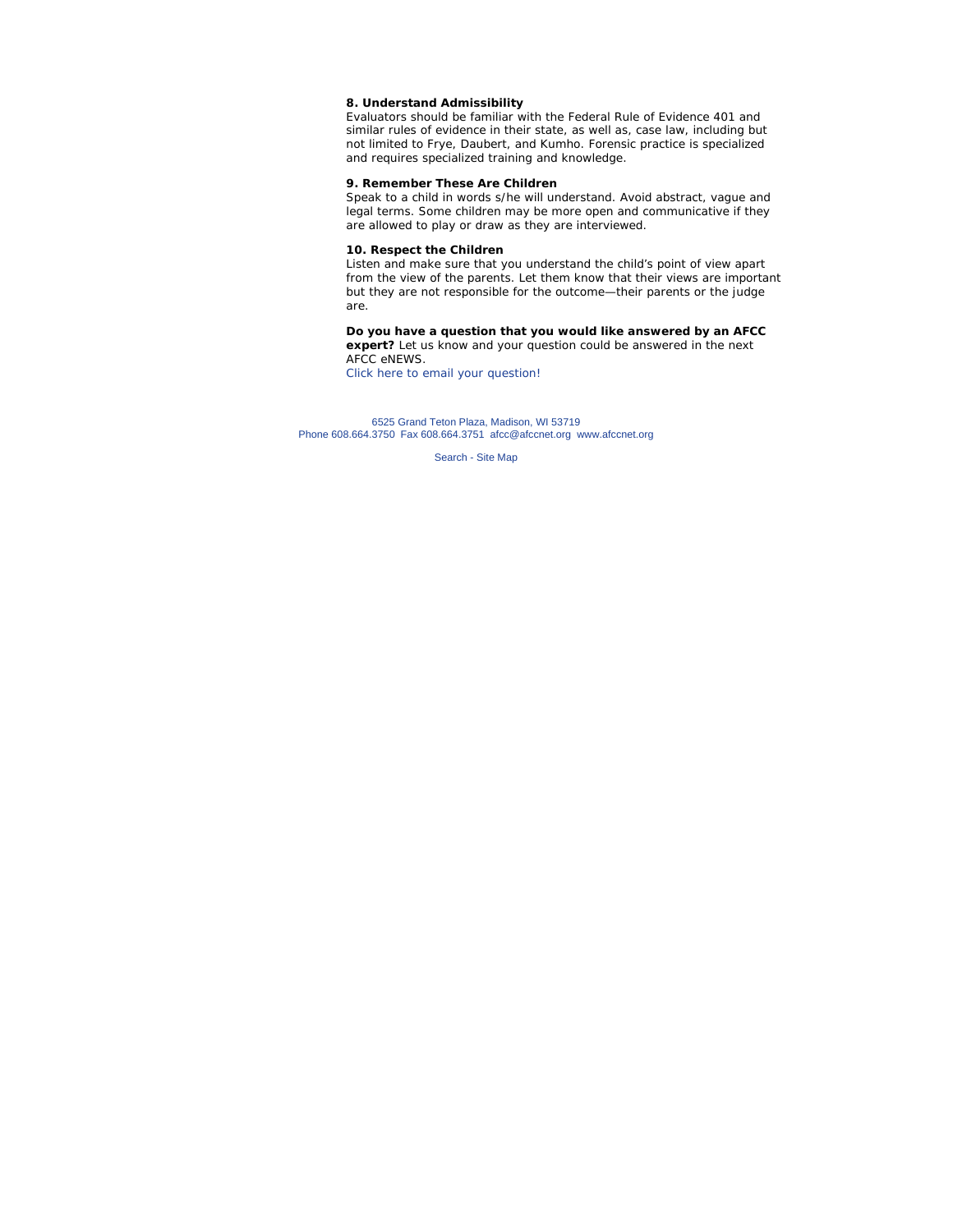**8. Understand Admissibility**

Evaluators should be familiar with the Federal Rule of Evidence 401 and similar rules of evidence in their state, as well as, case law, including but not limited to Frye, Daubert, and Kumho. Forensic practice is specialized and requires specialized training and knowledge.

**9. Remember These Are Children**

Speak to a child in words s/he will understand. Avoid abstract, vague and legal terms. Some children may be more open and communicative if they are allowed to play or draw as they are interviewed.

**10. Respect the Children**

Listen and make sure that you understand the child's point of view apart from the view of the parents. Let them know that their views are important but they are not responsible for the outcome—their parents or the judge are.

**Do you have a question that you would like answered by an AFCC expert?** Let us know and your question could be answered in the next AFCC eNEWS.

Click here to email your question!

6525 Grand Teton Plaza, Madison, WI 53719
Phone 608.664.3750 Fax 608.664.3751 afcc@afccnet.org www.afccnet.org

Search - Site Map